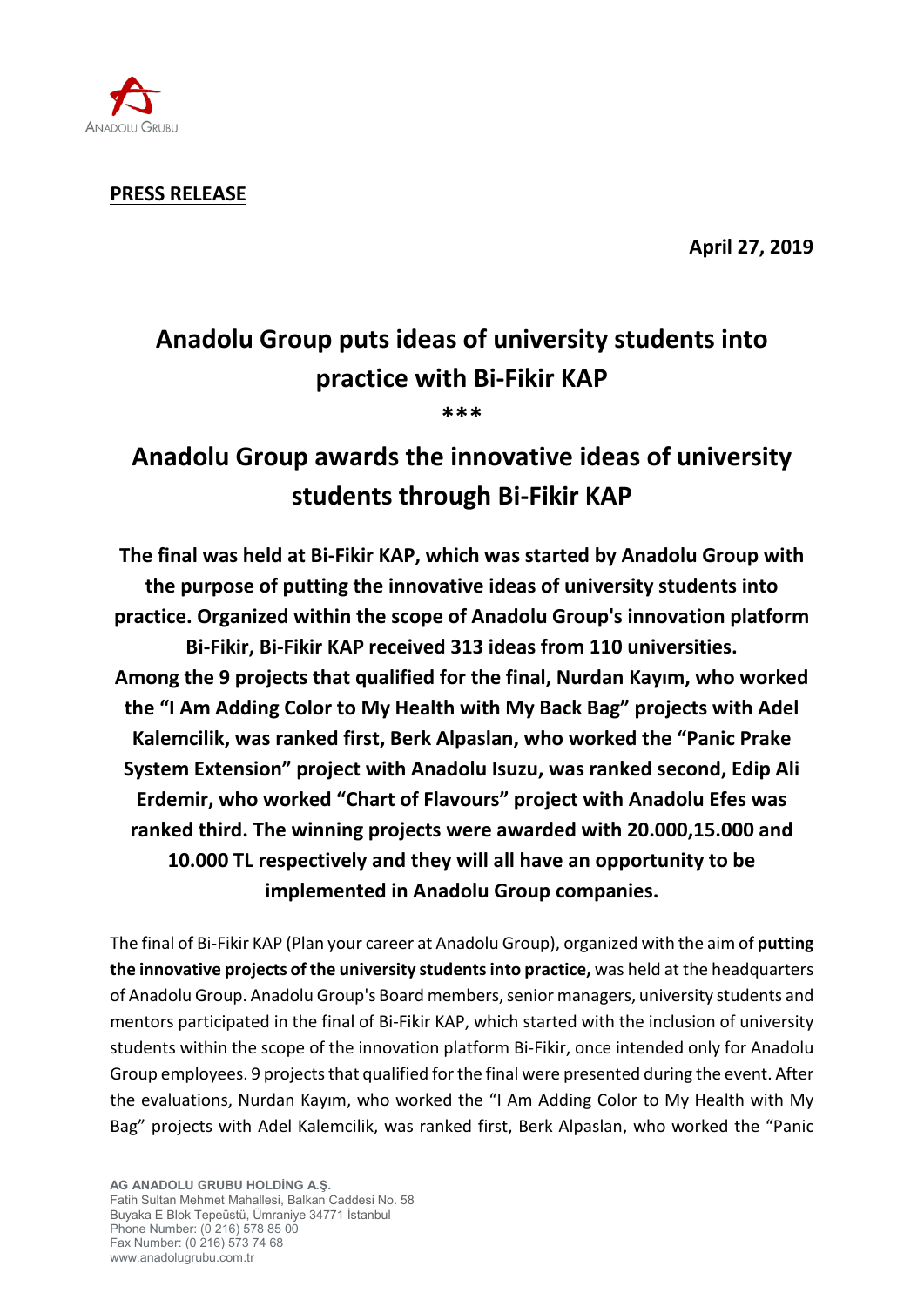**PRESS RELEASE**

**April 27, 2019**

# Anadolu Group puts ideas of university students into practice with Bi-Fikir KAP

***

# Anadolu Group awards the innovative ideas of university students through Bi-Fikir KAP

**The final was held at Bi-Fikir KAP, which was started by Anadolu Group with the purpose of putting the innovative ideas of university students into practice. Organized within the scope of Anadolu Group's innovation platform Bi-Fikir, Bi-Fikir KAP received 313 ideas from 110 universities. Among the 9 projects that qualified for the final, Nurdan Kayım, who worked the "I Am Adding Color to My Health with My Back Bag" projects with Adel Kalemcilik, was ranked first, Berk Alpaslan, who worked the "Panic Prake System Extension" project with Anadolu Isuzu, was ranked second, Edip Ali Erdemir, who worked "Chart of Flavours" project with Anadolu Efes was ranked third. The winning projects were awarded with 20.000,15.000 and 10.000 TL respectively and they will all have an opportunity to be implemented in Anadolu Group companies.**

The final of Bi-Fikir KAP (Plan your career at Anadolu Group), organized with the aim of **putting the innovative projects of the university students into practice,** was held at the headquarters of Anadolu Group. Anadolu Group's Board members, senior managers, university students and mentors participated in the final of Bi-Fikir KAP, which started with the inclusion of university students within the scope of the innovation platform Bi-Fikir, once intended only for Anadolu Group employees. 9 projects that qualified for the final were presented during the event. After the evaluations, Nurdan Kayım, who worked the "I Am Adding Color to My Health with My Bag" projects with Adel Kalemcilik, was ranked first, Berk Alpaslan, who worked the "Panic

AG ANADOLU GRUBU HOLDİNG A.Ş.
Fatih Sultan Mehmet Mahallesi, Balkan Caddesi No. 58
Buyaka E Blok Tepeüstü, Ümraniye 34771 İstanbul
Phone Number: (0 216) 578 85 00
Fax Number: (0 216) 573 74 68
www.anadolugrubu.com.tr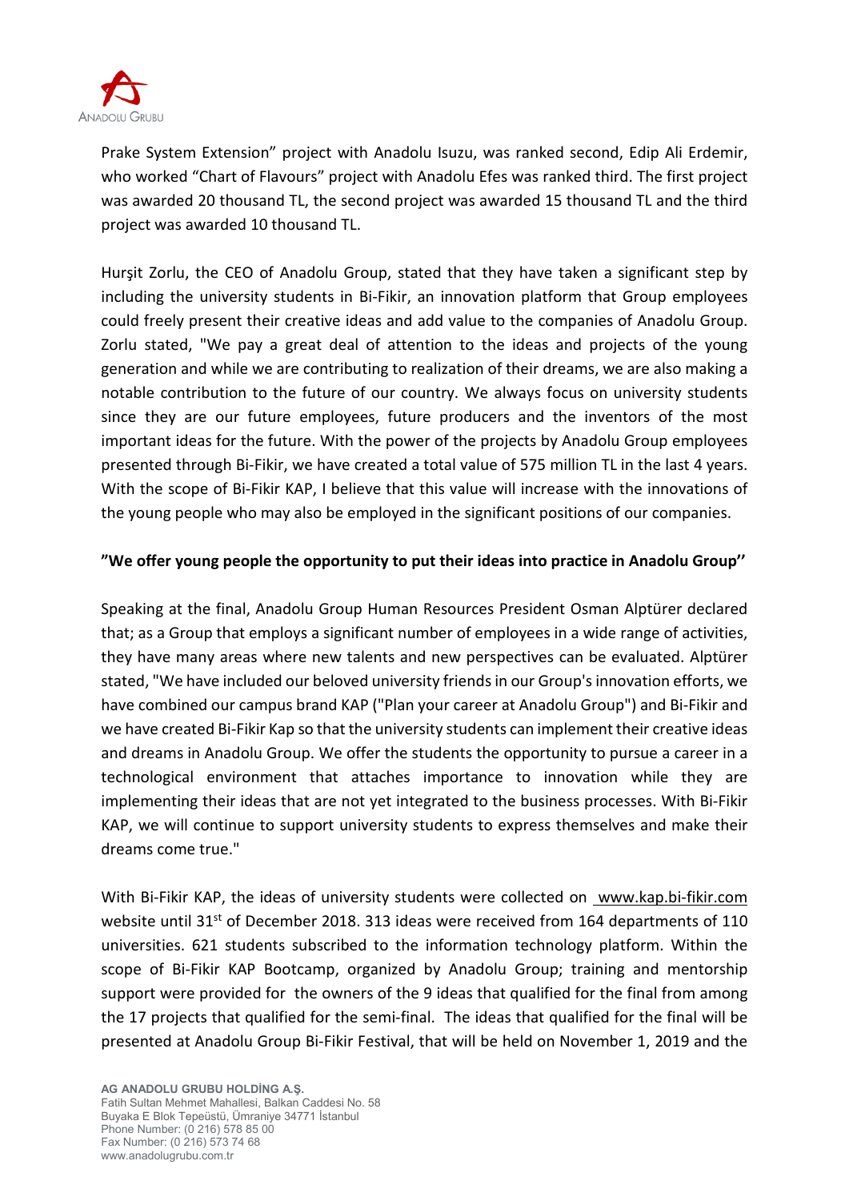Prake System Extension" project with Anadolu Isuzu, was ranked second, Edip Ali Erdemir, who worked "Chart of Flavours" project with Anadolu Efes was ranked third. The first project was awarded 20 thousand TL, the second project was awarded 15 thousand TL and the third project was awarded 10 thousand TL.

Hurşit Zorlu, the CEO of Anadolu Group, stated that they have taken a significant step by including the university students in Bi-Fikir, an innovation platform that Group employees could freely present their creative ideas and add value to the companies of Anadolu Group. Zorlu stated, "We pay a great deal of attention to the ideas and projects of the young generation and while we are contributing to realization of their dreams, we are also making a notable contribution to the future of our country. We always focus on university students since they are our future employees, future producers and the inventors of the most important ideas for the future. With the power of the projects by Anadolu Group employees presented through Bi-Fikir, we have created a total value of 575 million TL in the last 4 years. With the scope of Bi-Fikir KAP, I believe that this value will increase with the innovations of the young people who may also be employed in the significant positions of our companies.

**"We offer young people the opportunity to put their ideas into practice in Anadolu Group''**

Speaking at the final, Anadolu Group Human Resources President Osman Alptürer declared that; as a Group that employs a significant number of employees in a wide range of activities, they have many areas where new talents and new perspectives can be evaluated. Alptürer stated, "We have included our beloved university friends in our Group's innovation efforts, we have combined our campus brand KAP ("Plan your career at Anadolu Group") and Bi-Fikir and we have created Bi-Fikir Kap so that the university students can implement their creative ideas and dreams in Anadolu Group. We offer the students the opportunity to pursue a career in a technological environment that attaches importance to innovation while they are implementing their ideas that are not yet integrated to the business processes. With Bi-Fikir KAP, we will continue to support university students to express themselves and make their dreams come true."

With Bi-Fikir KAP, the ideas of university students were collected on www.kap.bi-fikir.com website until 31st of December 2018. 313 ideas were received from 164 departments of 110 universities. 621 students subscribed to the information technology platform. Within the scope of Bi-Fikir KAP Bootcamp, organized by Anadolu Group; training and mentorship support were provided for the owners of the 9 ideas that qualified for the final from among the 17 projects that qualified for the semi-final. The ideas that qualified for the final will be presented at Anadolu Group Bi-Fikir Festival, that will be held on November 1, 2019 and the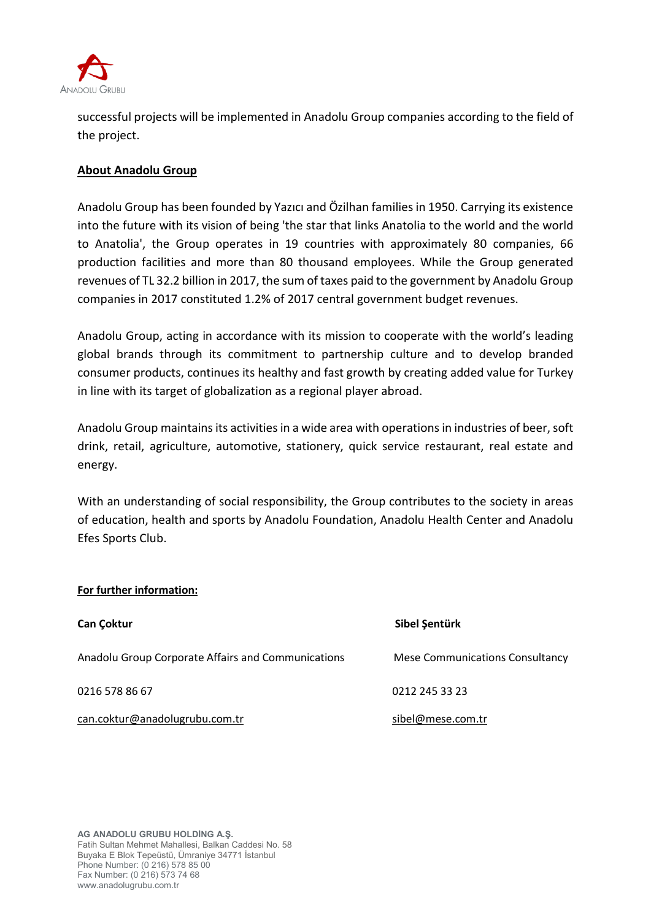successful projects will be implemented in Anadolu Group companies according to the field of the project.

**About Anadolu Group**

Anadolu Group has been founded by Yazıcı and Özilhan families in 1950. Carrying its existence into the future with its vision of being 'the star that links Anatolia to the world and the world to Anatolia', the Group operates in 19 countries with approximately 80 companies, 66 production facilities and more than 80 thousand employees. While the Group generated revenues of TL 32.2 billion in 2017, the sum of taxes paid to the government by Anadolu Group companies in 2017 constituted 1.2% of 2017 central government budget revenues.

Anadolu Group, acting in accordance with its mission to cooperate with the world's leading global brands through its commitment to partnership culture and to develop branded consumer products, continues its healthy and fast growth by creating added value for Turkey in line with its target of globalization as a regional player abroad.

Anadolu Group maintains its activities in a wide area with operations in industries of beer, soft drink, retail, agriculture, automotive, stationery, quick service restaurant, real estate and energy.

With an understanding of social responsibility, the Group contributes to the society in areas of education, health and sports by Anadolu Foundation, Anadolu Health Center and Anadolu Efes Sports Club.

**For further information:**

| | |
|---|---|
| **Can Çoktur** | **Sibel Şentürk** |
| Anadolu Group Corporate Affairs and Communications | Mese Communications Consultancy |
| 0216 578 86 67 | 0212 245 33 23 |
| can.coktur@anadolugrubu.com.tr | sibel@mese.com.tr |

**AG ANADOLU GRUBU HOLDİNG A.Ş.**
Fatih Sultan Mehmet Mahallesi, Balkan Caddesi No. 58
Buyaka E Blok Tepeüstü, Ümraniye 34771 İstanbul
Phone Number: (0 216) 578 85 00
Fax Number: (0 216) 573 74 68
www.anadolugrubu.com.tr